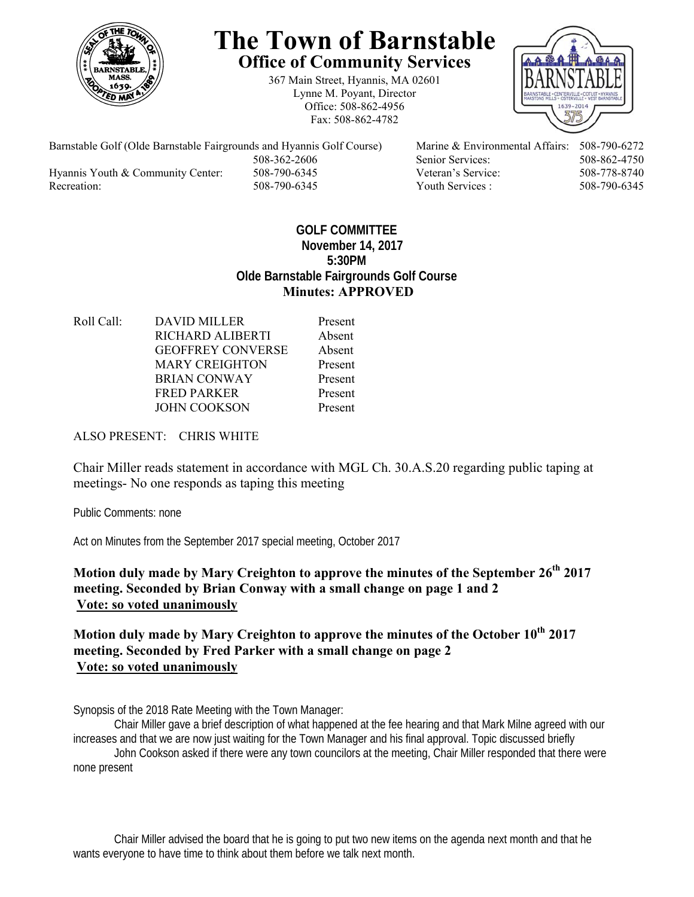# The Town of Barnstable

## Office of Community Services

367 Main Street, Hyannis, MA 02601
Lynne M. Poyant, Director
Office: 508-862-4956
Fax: 508-862-4782

| | | | |
|---|---|---|---|
| Barnstable Golf (Olde Barnstable Fairgrounds and Hyannis Golf Course) | 508-362-2606 | Marine & Environmental Affairs: | 508-790-6272 |
| | | Senior Services: | 508-862-4750 |
| Hyannis Youth & Community Center: | 508-790-6345 | Veteran's Service: | 508-778-8740 |
| Recreation: | 508-790-6345 | Youth Services : | 508-790-6345 |

**GOLF COMMITTEE**
**November 14, 2017**
**5:30PM**
**Olde Barnstable Fairgrounds Golf Course**
**Minutes: APPROVED**

| Roll Call: | | |
|---|---|---|
| | DAVID MILLER | Present |
| | RICHARD ALIBERTI | Absent |
| | GEOFFREY CONVERSE | Absent |
| | MARY CREIGHTON | Present |
| | BRIAN CONWAY | Present |
| | FRED PARKER | Present |
| | JOHN COOKSON | Present |

ALSO PRESENT: CHRIS WHITE

Chair Miller reads statement in accordance with MGL Ch. 30.A.S.20 regarding public taping at meetings- No one responds as taping this meeting

Public Comments: none

Act on Minutes from the September 2017 special meeting, October 2017

**Motion duly made by Mary Creighton to approve the minutes of the September 26th 2017 meeting. Seconded by Brian Conway with a small change on page 1 and 2**
**Vote: so voted unanimously**

**Motion duly made by Mary Creighton to approve the minutes of the October 10th 2017 meeting. Seconded by Fred Parker with a small change on page 2**
**Vote: so voted unanimously**

Synopsis of the 2018 Rate Meeting with the Town Manager:

Chair Miller gave a brief description of what happened at the fee hearing and that Mark Milne agreed with our increases and that we are now just waiting for the Town Manager and his final approval. Topic discussed briefly

John Cookson asked if there were any town councilors at the meeting, Chair Miller responded that there were none present

Chair Miller advised the board that he is going to put two new items on the agenda next month and that he wants everyone to have time to think about them before we talk next month.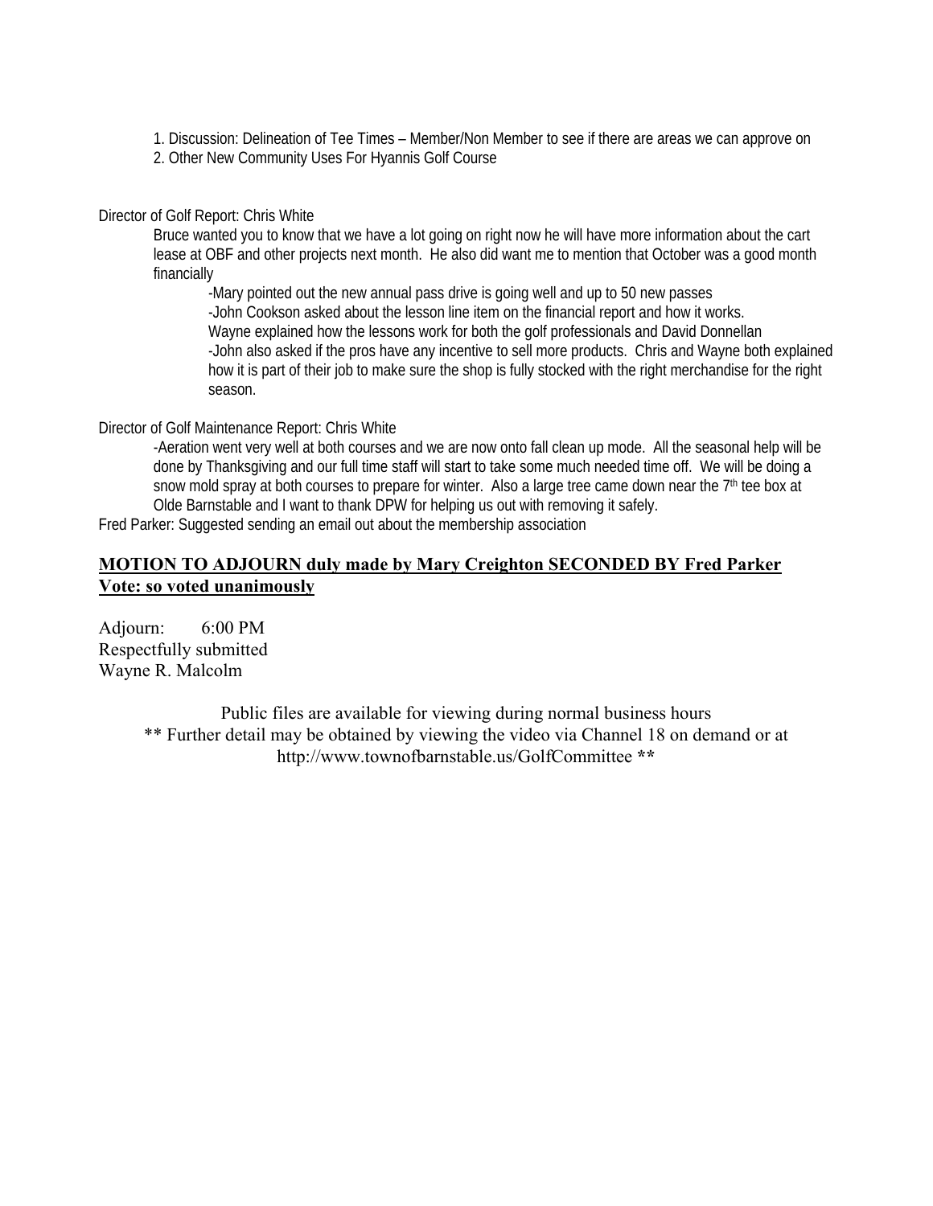1. Discussion: Delineation of Tee Times – Member/Non Member to see if there are areas we can approve on
2. Other New Community Uses For Hyannis Golf Course

Director of Golf Report: Chris White

Bruce wanted you to know that we have a lot going on right now he will have more information about the cart lease at OBF and other projects next month. He also did want me to mention that October was a good month financially

-Mary pointed out the new annual pass drive is going well and up to 50 new passes
-John Cookson asked about the lesson line item on the financial report and how it works.
Wayne explained how the lessons work for both the golf professionals and David Donnellan
-John also asked if the pros have any incentive to sell more products. Chris and Wayne both explained how it is part of their job to make sure the shop is fully stocked with the right merchandise for the right season.

Director of Golf Maintenance Report: Chris White

-Aeration went very well at both courses and we are now onto fall clean up mode. All the seasonal help will be done by Thanksgiving and our full time staff will start to take some much needed time off. We will be doing a snow mold spray at both courses to prepare for winter. Also a large tree came down near the 7th tee box at Olde Barnstable and I want to thank DPW for helping us out with removing it safely.

Fred Parker: Suggested sending an email out about the membership association

**MOTION TO ADJOURN duly made by Mary Creighton SECONDED BY Fred Parker**
**Vote: so voted unanimously**

Adjourn: 6:00 PM
Respectfully submitted
Wayne R. Malcolm

Public files are available for viewing during normal business hours
** Further detail may be obtained by viewing the video via Channel 18 on demand or at http://www.townofbarnstable.us/GolfCommittee **